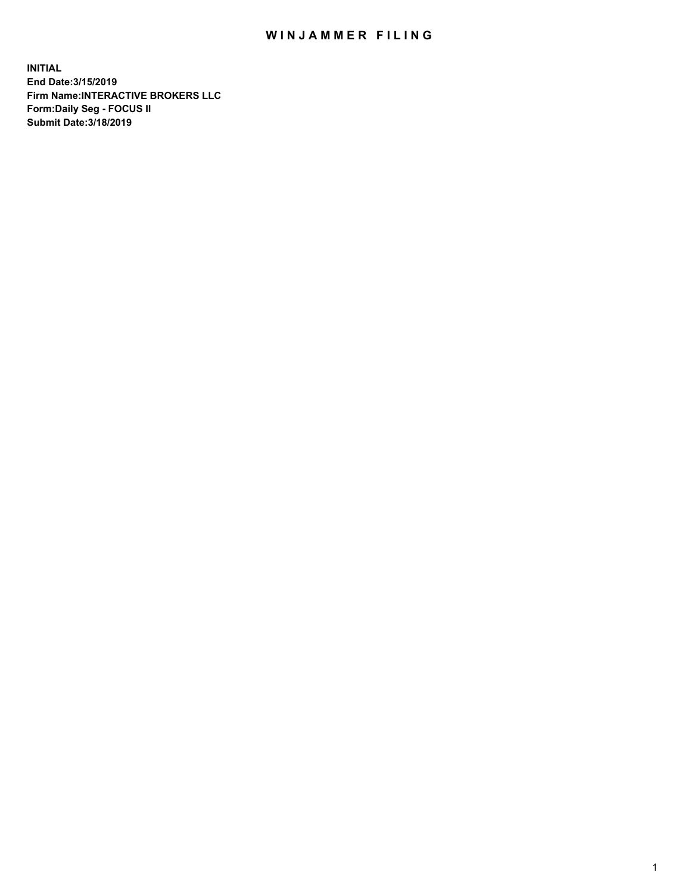# WINJAMMER FILING

**INITIAL**
**End Date:3/15/2019**
**Firm Name:INTERACTIVE BROKERS LLC**
**Form:Daily Seg - FOCUS II**
**Submit Date:3/18/2019**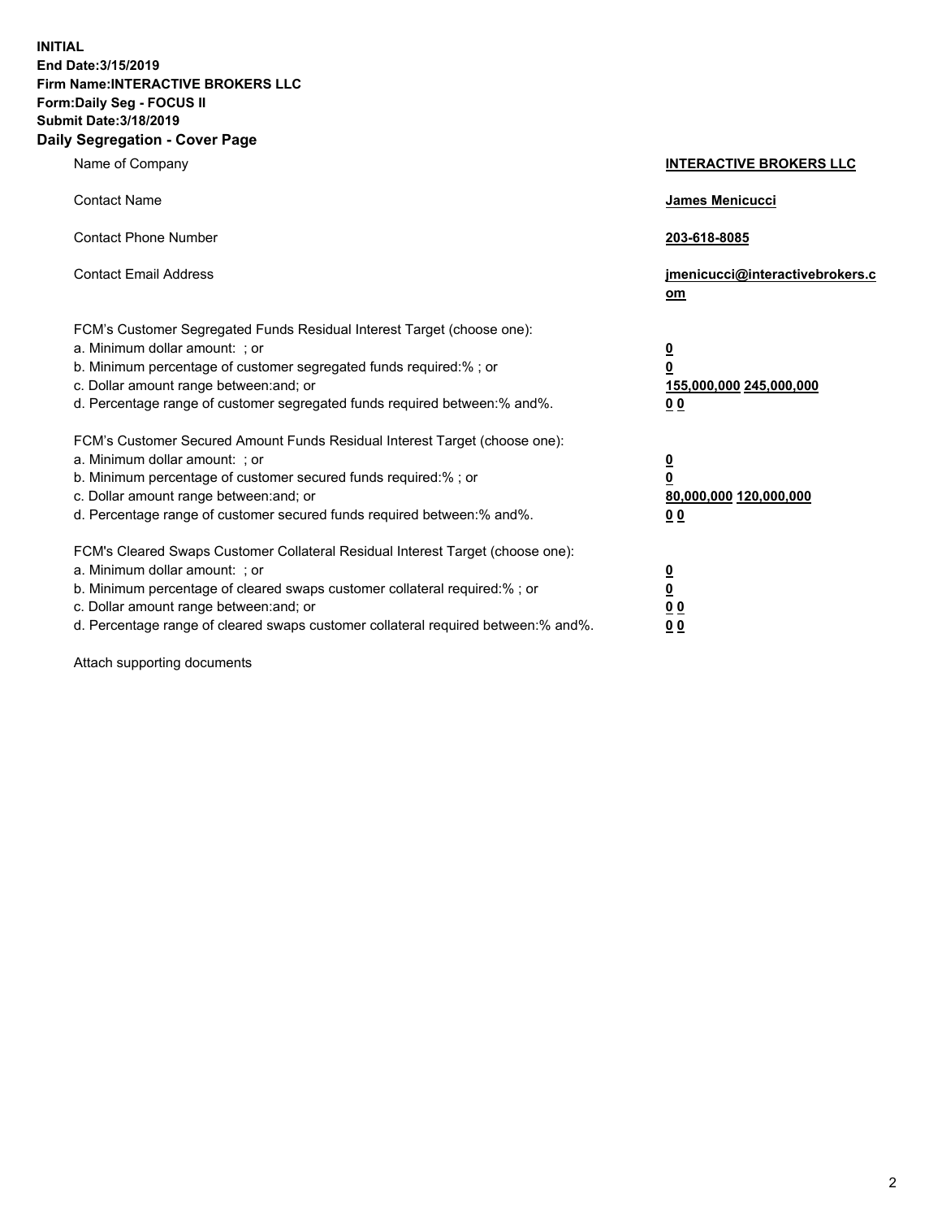**INITIAL**
**End Date:3/15/2019**
**Firm Name:INTERACTIVE BROKERS LLC**
**Form:Daily Seg - FOCUS II**
**Submit Date:3/18/2019**

## Daily Segregation - Cover Page

| | |
|---|---|
| Name of Company | **INTERACTIVE BROKERS LLC** |
| Contact Name | **James Menicucci** |
| Contact Phone Number | **203-618-8085** |
| Contact Email Address | **jmenicucci@interactivebrokers.com** |

FCM's Customer Segregated Funds Residual Interest Target (choose one):

| | |
|---|---|
| a. Minimum dollar amount: ; or | **0** |
| b. Minimum percentage of customer segregated funds required:% ; or | **0** |
| c. Dollar amount range between:and; or | **155,000,000 245,000,000** |
| d. Percentage range of customer segregated funds required between:% and%. | **0 0** |

FCM's Customer Secured Amount Funds Residual Interest Target (choose one):

| | |
|---|---|
| a. Minimum dollar amount: ; or | **0** |
| b. Minimum percentage of customer secured funds required:% ; or | **0** |
| c. Dollar amount range between:and; or | **80,000,000 120,000,000** |
| d. Percentage range of customer secured funds required between:% and%. | **0 0** |

FCM's Cleared Swaps Customer Collateral Residual Interest Target (choose one):

| | |
|---|---|
| a. Minimum dollar amount: ; or | **0** |
| b. Minimum percentage of cleared swaps customer collateral required:% ; or | **0** |
| c. Dollar amount range between:and; or | **0 0** |
| d. Percentage range of cleared swaps customer collateral required between:% and%. | **0 0** |

Attach supporting documents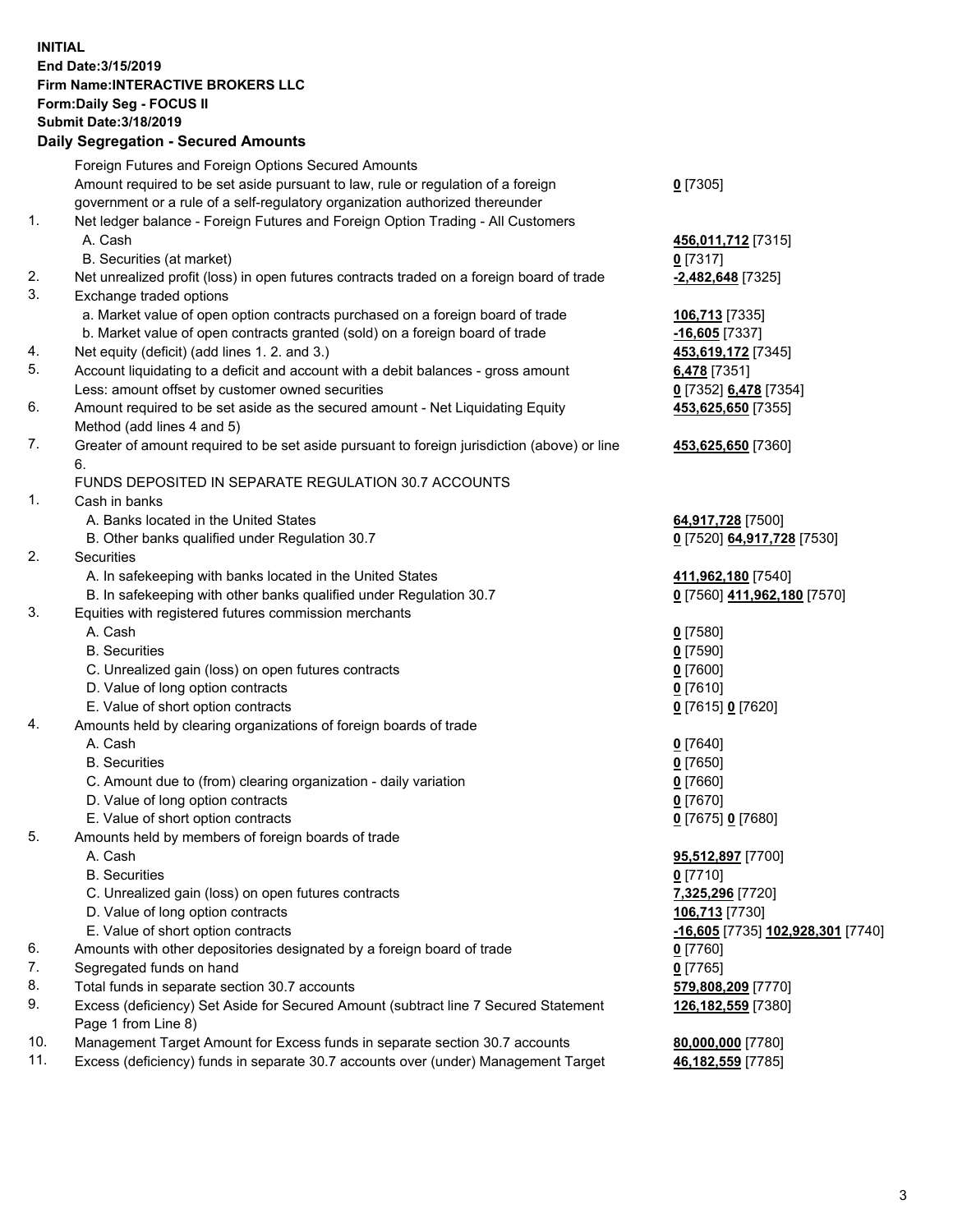**INITIAL**
**End Date:3/15/2019**
**Firm Name:INTERACTIVE BROKERS LLC**
**Form:Daily Seg - FOCUS II**
**Submit Date:3/18/2019**

**Daily Segregation - Secured Amounts**

| | | |
|---|---|---|
| | Foreign Futures and Foreign Options Secured Amounts | |
| | Amount required to be set aside pursuant to law, rule or regulation of a foreign government or a rule of a self-regulatory organization authorized thereunder | **0** [7305] |
| 1. | Net ledger balance - Foreign Futures and Foreign Option Trading - All Customers | |
| | A. Cash | **456,011,712** [7315] |
| | B. Securities (at market) | **0** [7317] |
| 2. | Net unrealized profit (loss) in open futures contracts traded on a foreign board of trade | **-2,482,648** [7325] |
| 3. | Exchange traded options | |
| | a. Market value of open option contracts purchased on a foreign board of trade | **106,713** [7335] |
| | b. Market value of open contracts granted (sold) on a foreign board of trade | **-16,605** [7337] |
| 4. | Net equity (deficit) (add lines 1. 2. and 3.) | **453,619,172** [7345] |
| 5. | Account liquidating to a deficit and account with a debit balances - gross amount | **6,478** [7351] |
| | Less: amount offset by customer owned securities | **0** [7352] **6,478** [7354] |
| 6. | Amount required to be set aside as the secured amount - Net Liquidating Equity Method (add lines 4 and 5) | **453,625,650** [7355] |
| 7. | Greater of amount required to be set aside pursuant to foreign jurisdiction (above) or line 6. | **453,625,650** [7360] |
| | FUNDS DEPOSITED IN SEPARATE REGULATION 30.7 ACCOUNTS | |
| 1. | Cash in banks | |
| | A. Banks located in the United States | **64,917,728** [7500] |
| | B. Other banks qualified under Regulation 30.7 | **0** [7520] **64,917,728** [7530] |
| 2. | Securities | |
| | A. In safekeeping with banks located in the United States | **411,962,180** [7540] |
| | B. In safekeeping with other banks qualified under Regulation 30.7 | **0** [7560] **411,962,180** [7570] |
| 3. | Equities with registered futures commission merchants | |
| | A. Cash | **0** [7580] |
| | B. Securities | **0** [7590] |
| | C. Unrealized gain (loss) on open futures contracts | **0** [7600] |
| | D. Value of long option contracts | **0** [7610] |
| | E. Value of short option contracts | **0** [7615] **0** [7620] |
| 4. | Amounts held by clearing organizations of foreign boards of trade | |
| | A. Cash | **0** [7640] |
| | B. Securities | **0** [7650] |
| | C. Amount due to (from) clearing organization - daily variation | **0** [7660] |
| | D. Value of long option contracts | **0** [7670] |
| | E. Value of short option contracts | **0** [7675] **0** [7680] |
| 5. | Amounts held by members of foreign boards of trade | |
| | A. Cash | **95,512,897** [7700] |
| | B. Securities | **0** [7710] |
| | C. Unrealized gain (loss) on open futures contracts | **7,325,296** [7720] |
| | D. Value of long option contracts | **106,713** [7730] |
| | E. Value of short option contracts | **-16,605** [7735] **102,928,301** [7740] |
| 6. | Amounts with other depositories designated by a foreign board of trade | **0** [7760] |
| 7. | Segregated funds on hand | **0** [7765] |
| 8. | Total funds in separate section 30.7 accounts | **579,808,209** [7770] |
| 9. | Excess (deficiency) Set Aside for Secured Amount (subtract line 7 Secured Statement Page 1 from Line 8) | **126,182,559** [7380] |
| 10. | Management Target Amount for Excess funds in separate section 30.7 accounts | **80,000,000** [7780] |
| 11. | Excess (deficiency) funds in separate 30.7 accounts over (under) Management Target | **46,182,559** [7785] |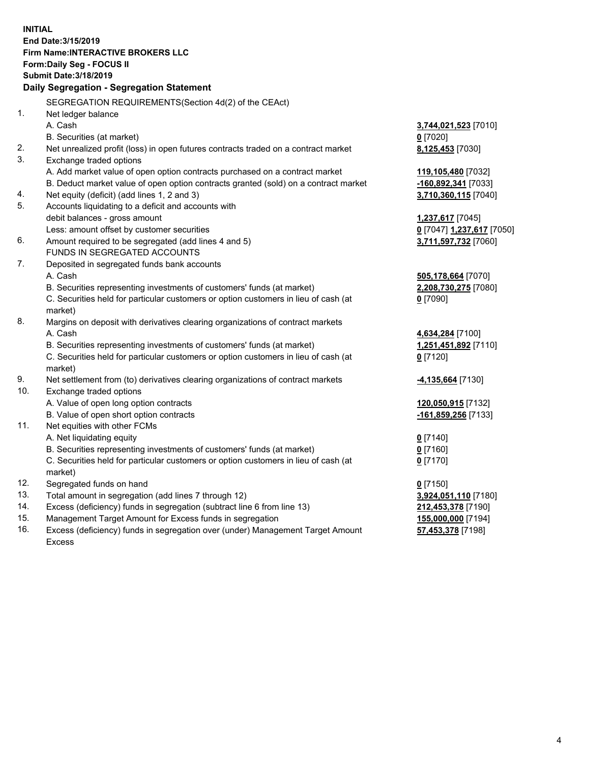**INITIAL**
**End Date:3/15/2019**
**Firm Name:INTERACTIVE BROKERS LLC**
**Form:Daily Seg - FOCUS II**
**Submit Date:3/18/2019**

**Daily Segregation - Segregation Statement**

SEGREGATION REQUIREMENTS(Section 4d(2) of the CEAct)

| | | |
|---|---|---|
| 1. | Net ledger balance | |
| | A. Cash | **3,744,021,523** [7010] |
| | B. Securities (at market) | **0** [7020] |
| 2. | Net unrealized profit (loss) in open futures contracts traded on a contract market | **8,125,453** [7030] |
| 3. | Exchange traded options | |
| | A. Add market value of open option contracts purchased on a contract market | **119,105,480** [7032] |
| | B. Deduct market value of open option contracts granted (sold) on a contract market | **-160,892,341** [7033] |
| 4. | Net equity (deficit) (add lines 1, 2 and 3) | **3,710,360,115** [7040] |
| 5. | Accounts liquidating to a deficit and accounts with debit balances - gross amount | **1,237,617** [7045] |
| | Less: amount offset by customer securities | **0** [7047] **1,237,617** [7050] |
| 6. | Amount required to be segregated (add lines 4 and 5) | **3,711,597,732** [7060] |
| | FUNDS IN SEGREGATED ACCOUNTS | |
| 7. | Deposited in segregated funds bank accounts | |
| | A. Cash | **505,178,664** [7070] |
| | B. Securities representing investments of customers' funds (at market) | **2,208,730,275** [7080] |
| | C. Securities held for particular customers or option customers in lieu of cash (at market) | **0** [7090] |
| 8. | Margins on deposit with derivatives clearing organizations of contract markets | |
| | A. Cash | **4,634,284** [7100] |
| | B. Securities representing investments of customers' funds (at market) | **1,251,451,892** [7110] |
| | C. Securities held for particular customers or option customers in lieu of cash (at market) | **0** [7120] |
| 9. | Net settlement from (to) derivatives clearing organizations of contract markets | **-4,135,664** [7130] |
| 10. | Exchange traded options | |
| | A. Value of open long option contracts | **120,050,915** [7132] |
| | B. Value of open short option contracts | **-161,859,256** [7133] |
| 11. | Net equities with other FCMs | |
| | A. Net liquidating equity | **0** [7140] |
| | B. Securities representing investments of customers' funds (at market) | **0** [7160] |
| | C. Securities held for particular customers or option customers in lieu of cash (at market) | **0** [7170] |
| 12. | Segregated funds on hand | **0** [7150] |
| 13. | Total amount in segregation (add lines 7 through 12) | **3,924,051,110** [7180] |
| 14. | Excess (deficiency) funds in segregation (subtract line 6 from line 13) | **212,453,378** [7190] |
| 15. | Management Target Amount for Excess funds in segregation | **155,000,000** [7194] |
| 16. | Excess (deficiency) funds in segregation over (under) Management Target Amount Excess | **57,453,378** [7198] |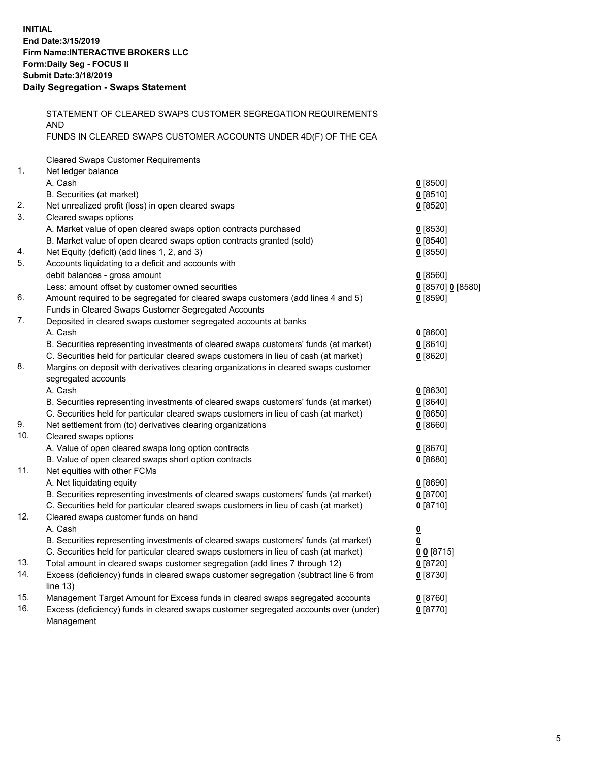**INITIAL**
**End Date:3/15/2019**
**Firm Name:INTERACTIVE BROKERS LLC**
**Form:Daily Seg - FOCUS II**
**Submit Date:3/18/2019**
**Daily Segregation - Swaps Statement**

STATEMENT OF CLEARED SWAPS CUSTOMER SEGREGATION REQUIREMENTS AND FUNDS IN CLEARED SWAPS CUSTOMER ACCOUNTS UNDER 4D(F) OF THE CEA

| | | |
|---|---|---|
| | Cleared Swaps Customer Requirements | |
| 1. | Net ledger balance | |
| | A. Cash | 0 [8500] |
| | B. Securities (at market) | 0 [8510] |
| 2. | Net unrealized profit (loss) in open cleared swaps | 0 [8520] |
| 3. | Cleared swaps options | |
| | A. Market value of open cleared swaps option contracts purchased | 0 [8530] |
| | B. Market value of open cleared swaps option contracts granted (sold) | 0 [8540] |
| 4. | Net Equity (deficit) (add lines 1, 2, and 3) | 0 [8550] |
| 5. | Accounts liquidating to a deficit and accounts with debit balances - gross amount | 0 [8560] |
| | Less: amount offset by customer owned securities | 0 [8570] 0 [8580] |
| 6. | Amount required to be segregated for cleared swaps customers (add lines 4 and 5) | 0 [8590] |
| | Funds in Cleared Swaps Customer Segregated Accounts | |
| 7. | Deposited in cleared swaps customer segregated accounts at banks | |
| | A. Cash | 0 [8600] |
| | B. Securities representing investments of cleared swaps customers' funds (at market) | 0 [8610] |
| | C. Securities held for particular cleared swaps customers in lieu of cash (at market) | 0 [8620] |
| 8. | Margins on deposit with derivatives clearing organizations in cleared swaps customer segregated accounts | |
| | A. Cash | 0 [8630] |
| | B. Securities representing investments of cleared swaps customers' funds (at market) | 0 [8640] |
| | C. Securities held for particular cleared swaps customers in lieu of cash (at market) | 0 [8650] |
| 9. | Net settlement from (to) derivatives clearing organizations | 0 [8660] |
| 10. | Cleared swaps options | |
| | A. Value of open cleared swaps long option contracts | 0 [8670] |
| | B. Value of open cleared swaps short option contracts | 0 [8680] |
| 11. | Net equities with other FCMs | |
| | A. Net liquidating equity | 0 [8690] |
| | B. Securities representing investments of cleared swaps customers' funds (at market) | 0 [8700] |
| | C. Securities held for particular cleared swaps customers in lieu of cash (at market) | 0 [8710] |
| 12. | Cleared swaps customer funds on hand | |
| | A. Cash | 0 |
| | B. Securities representing investments of cleared swaps customers' funds (at market) | 0 |
| | C. Securities held for particular cleared swaps customers in lieu of cash (at market) | 0 0 [8715] |
| 13. | Total amount in cleared swaps customer segregation (add lines 7 through 12) | 0 [8720] |
| 14. | Excess (deficiency) funds in cleared swaps customer segregation (subtract line 6 from line 13) | 0 [8730] |
| 15. | Management Target Amount for Excess funds in cleared swaps segregated accounts | 0 [8760] |
| 16. | Excess (deficiency) funds in cleared swaps customer segregated accounts over (under) Management | 0 [8770] |